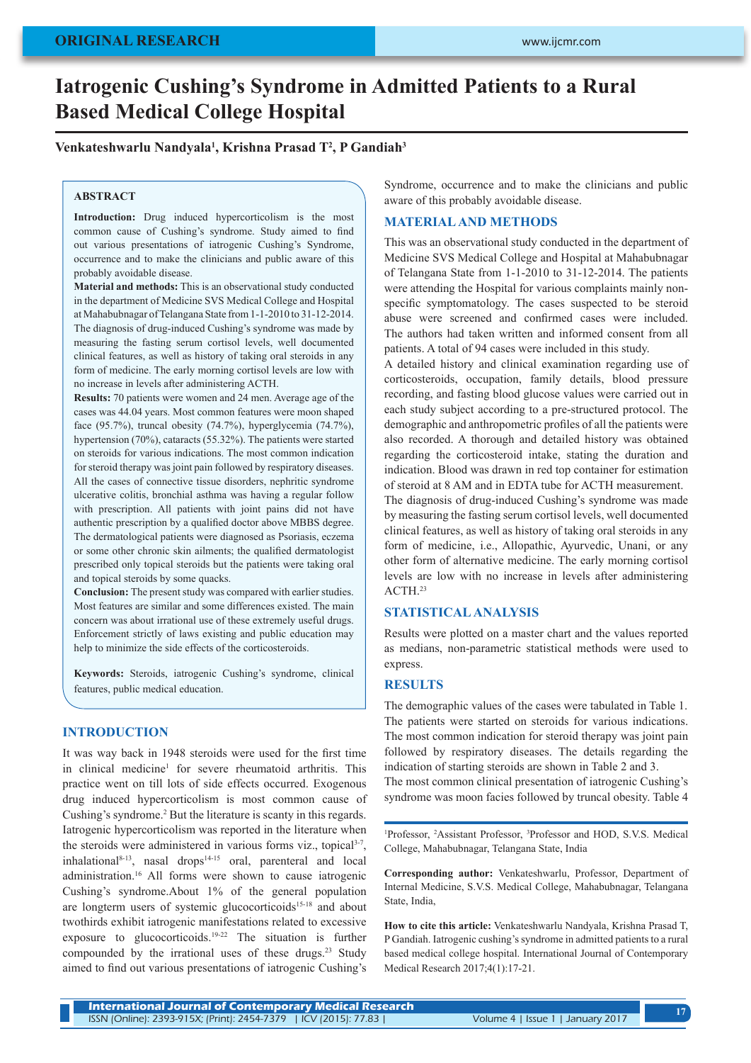# Iatrogenic Cushing's Syndrome in Admitted Patients to a Rural Based Medical College Hospital

**Venkateshwarlu Nandyala[1], Krishna Prasad T[2], P Gandiah[3]**

## ABSTRACT

**Introduction:** Drug induced hypercorticolism is the most common cause of Cushing's syndrome. Study aimed to find out various presentations of iatrogenic Cushing's Syndrome, occurrence and to make the clinicians and public aware of this probably avoidable disease.

**Material and methods:** This is an observational study conducted in the department of Medicine SVS Medical College and Hospital at Mahabubnagar of Telangana State from 1-1-2010 to 31-12-2014. The diagnosis of drug-induced Cushing's syndrome was made by measuring the fasting serum cortisol levels, well documented clinical features, as well as history of taking oral steroids in any form of medicine. The early morning cortisol levels are low with no increase in levels after administering ACTH.

**Results:** 70 patients were women and 24 men. Average age of the cases was 44.04 years. Most common features were moon shaped face (95.7%), truncal obesity (74.7%), hyperglycemia (74.7%), hypertension (70%), cataracts (55.32%). The patients were started on steroids for various indications. The most common indication for steroid therapy was joint pain followed by respiratory diseases. All the cases of connective tissue disorders, nephritic syndrome ulcerative colitis, bronchial asthma was having a regular follow with prescription. All patients with joint pains did not have authentic prescription by a qualified doctor above MBBS degree. The dermatological patients were diagnosed as Psoriasis, eczema or some other chronic skin ailments; the qualified dermatologist prescribed only topical steroids but the patients were taking oral and topical steroids by some quacks.

**Conclusion:** The present study was compared with earlier studies. Most features are similar and some differences existed. The main concern was about irrational use of these extremely useful drugs. Enforcement strictly of laws existing and public education may help to minimize the side effects of the corticosteroids.

**Keywords:** Steroids, iatrogenic Cushing's syndrome, clinical features, public medical education.

## INTRODUCTION

It was way back in 1948 steroids were used for the first time in clinical medicine[1] for severe rheumatoid arthritis. This practice went on till lots of side effects occurred. Exogenous drug induced hypercorticolism is most common cause of Cushing's syndrome.[2] But the literature is scanty in this regards. Iatrogenic hypercorticolism was reported in the literature when the steroids were administered in various forms viz., topical[3-7], inhalational[8-13], nasal drops[14-15] oral, parenteral and local administration.[16] All forms were shown to cause iatrogenic Cushing's syndrome.About 1% of the general population are longterm users of systemic glucocorticoids[15-18] and about twothirds exhibit iatrogenic manifestations related to excessive exposure to glucocorticoids.[19-22] The situation is further compounded by the irrational uses of these drugs.[23] Study aimed to find out various presentations of iatrogenic Cushing's Syndrome, occurrence and to make the clinicians and public aware of this probably avoidable disease.

## MATERIAL AND METHODS

This was an observational study conducted in the department of Medicine SVS Medical College and Hospital at Mahabubnagar of Telangana State from 1-1-2010 to 31-12-2014. The patients were attending the Hospital for various complaints mainly non-specific symptomatology. The cases suspected to be steroid abuse were screened and confirmed cases were included. The authors had taken written and informed consent from all patients. A total of 94 cases were included in this study.

A detailed history and clinical examination regarding use of corticosteroids, occupation, family details, blood pressure recording, and fasting blood glucose values were carried out in each study subject according to a pre-structured protocol. The demographic and anthropometric profiles of all the patients were also recorded. A thorough and detailed history was obtained regarding the corticosteroid intake, stating the duration and indication. Blood was drawn in red top container for estimation of steroid at 8 AM and in EDTA tube for ACTH measurement.

The diagnosis of drug-induced Cushing's syndrome was made by measuring the fasting serum cortisol levels, well documented clinical features, as well as history of taking oral steroids in any form of medicine, i.e., Allopathic, Ayurvedic, Unani, or any other form of alternative medicine. The early morning cortisol levels are low with no increase in levels after administering ACTH.[23]

## STATISTICAL ANALYSIS

Results were plotted on a master chart and the values reported as medians, non-parametric statistical methods were used to express.

## RESULTS

The demographic values of the cases were tabulated in Table 1. The patients were started on steroids for various indications. The most common indication for steroid therapy was joint pain followed by respiratory diseases. The details regarding the indication of starting steroids are shown in Table 2 and 3.

The most common clinical presentation of iatrogenic Cushing's syndrome was moon facies followed by truncal obesity. Table 4

[1]Professor, [2]Assistant Professor, [3]Professor and HOD, S.V.S. Medical College, Mahabubnagar, Telangana State, India

**Corresponding author:** Venkateshwarlu, Professor, Department of Internal Medicine, S.V.S. Medical College, Mahabubnagar, Telangana State, India,

**How to cite this article:** Venkateshwarlu Nandyala, Krishna Prasad T, P Gandiah. Iatrogenic cushing's syndrome in admitted patients to a rural based medical college hospital. International Journal of Contemporary Medical Research 2017;4(1):17-21.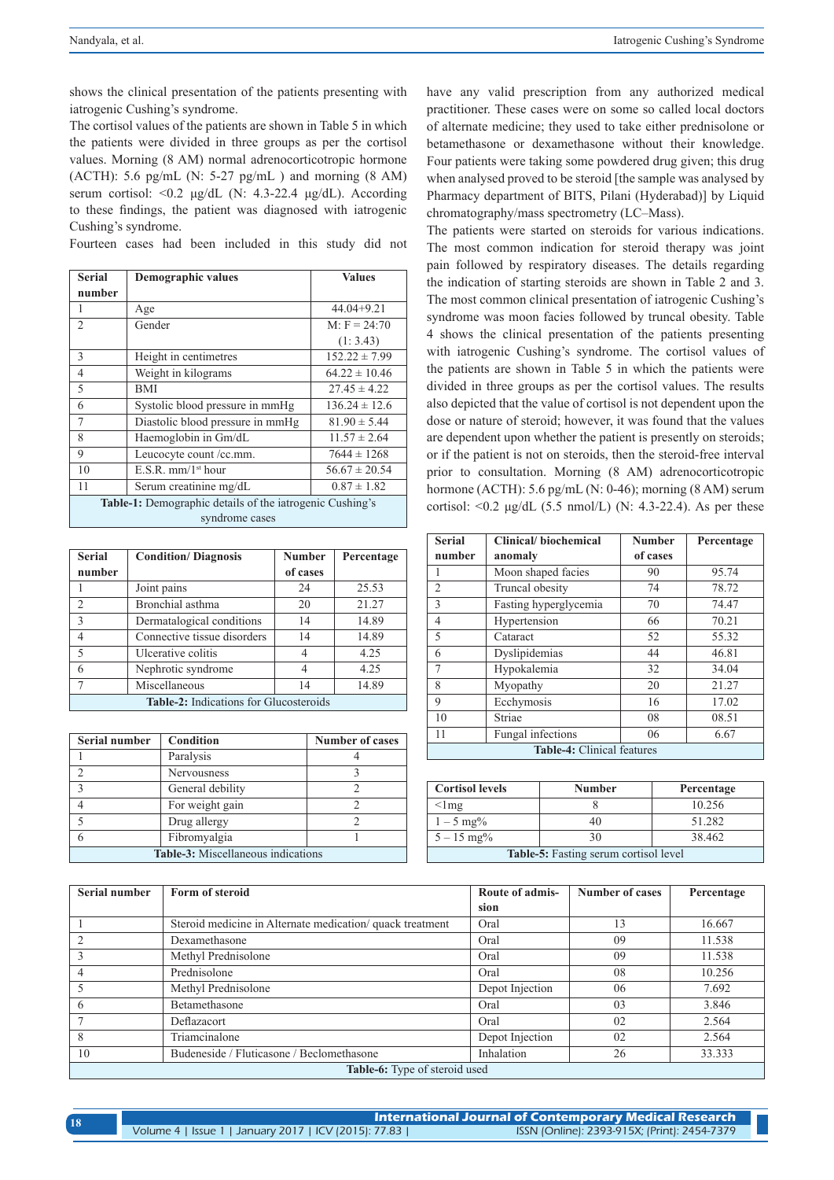shows the clinical presentation of the patients presenting with iatrogenic Cushing's syndrome.

The cortisol values of the patients are shown in Table 5 in which the patients were divided in three groups as per the cortisol values. Morning (8 AM) normal adrenocorticotropic hormone (ACTH): 5.6 pg/mL (N: 5-27 pg/mL ) and morning (8 AM) serum cortisol: <0.2 µg/dL (N: 4.3-22.4 µg/dL). According to these findings, the patient was diagnosed with iatrogenic Cushing's syndrome.

Fourteen cases had been included in this study did not have any valid prescription from any authorized medical practitioner. These cases were on some so called local doctors of alternate medicine; they used to take either prednisolone or betamethasone or dexamethasone without their knowledge. Four patients were taking some powdered drug given; this drug when analysed proved to be steroid [the sample was analysed by Pharmacy department of BITS, Pilani (Hyderabad)] by Liquid chromatography/mass spectrometry (LC–Mass).

The patients were started on steroids for various indications. The most common indication for steroid therapy was joint pain followed by respiratory diseases. The details regarding the indication of starting steroids are shown in Table 2 and 3. The most common clinical presentation of iatrogenic Cushing's syndrome was moon facies followed by truncal obesity. Table 4 shows the clinical presentation of the patients presenting with iatrogenic Cushing's syndrome. The cortisol values of the patients are shown in Table 5 in which the patients were divided in three groups as per the cortisol values. The results also depicted that the value of cortisol is not dependent upon the dose or nature of steroid; however, it was found that the values are dependent upon whether the patient is presently on steroids; or if the patient is not on steroids, then the steroid-free interval prior to consultation. Morning (8 AM) adrenocorticotropic hormone (ACTH): 5.6 pg/mL (N: 0-46); morning (8 AM) serum cortisol: <0.2 µg/dL (5.5 nmol/L) (N: 4.3-22.4). As per these

| Serial number | Demographic values | Values |
|---|---|---|
| 1 | Age | 44.04+9.21 |
| 2 | Gender | M: F = 24:70 (1: 3.43) |
| 3 | Height in centimetres | 152.22 ± 7.99 |
| 4 | Weight in kilograms | 64.22 ± 10.46 |
| 5 | BMI | 27.45 ± 4.22 |
| 6 | Systolic blood pressure in mmHg | 136.24 ± 12.6 |
| 7 | Diastolic blood pressure in mmHg | 81.90 ± 5.44 |
| 8 | Haemoglobin in Gm/dL | 11.57 ± 2.64 |
| 9 | Leucocyte count /cc.mm. | 7644 ± 1268 |
| 10 | E.S.R. mm/1st hour | 56.67 ± 20.54 |
| 11 | Serum creatinine mg/dL | 0.87 ± 1.82 |

**Table-1:** Demographic details of the iatrogenic Cushing's syndrome cases

| Serial number | Condition/ Diagnosis | Number of cases | Percentage |
|---|---|---|---|
| 1 | Joint pains | 24 | 25.53 |
| 2 | Bronchial asthma | 20 | 21.27 |
| 3 | Dermatalogical conditions | 14 | 14.89 |
| 4 | Connective tissue disorders | 14 | 14.89 |
| 5 | Ulcerative colitis | 4 | 4.25 |
| 6 | Nephrotic syndrome | 4 | 4.25 |
| 7 | Miscellaneous | 14 | 14.89 |

**Table-2:** Indications for Glucosteroids

| Serial number | Condition | Number of cases |
|---|---|---|
| 1 | Paralysis | 4 |
| 2 | Nervousness | 3 |
| 3 | General debility | 2 |
| 4 | For weight gain | 2 |
| 5 | Drug allergy | 2 |
| 6 | Fibromyalgia | 1 |

**Table-3:** Miscellaneous indications

| Serial number | Clinical/ biochemical anomaly | Number of cases | Percentage |
|---|---|---|---|
| 1 | Moon shaped facies | 90 | 95.74 |
| 2 | Truncal obesity | 74 | 78.72 |
| 3 | Fasting hyperglycemia | 70 | 74.47 |
| 4 | Hypertension | 66 | 70.21 |
| 5 | Cataract | 52 | 55.32 |
| 6 | Dyslipidemias | 44 | 46.81 |
| 7 | Hypokalemia | 32 | 34.04 |
| 8 | Myopathy | 20 | 21.27 |
| 9 | Ecchymosis | 16 | 17.02 |
| 10 | Striae | 08 | 08.51 |
| 11 | Fungal infections | 06 | 6.67 |

**Table-4:** Clinical features

| Cortisol levels | Number | Percentage |
|---|---|---|
| <1mg | 8 | 10.256 |
| 1 – 5 mg% | 40 | 51.282 |
| 5 – 15 mg% | 30 | 38.462 |

**Table-5:** Fasting serum cortisol level

| Serial number | Form of steroid | Route of admission | Number of cases | Percentage |
|---|---|---|---|---|
| 1 | Steroid medicine in Alternate medication/ quack treatment | Oral | 13 | 16.667 |
| 2 | Dexamethasone | Oral | 09 | 11.538 |
| 3 | Methyl Prednisolone | Oral | 09 | 11.538 |
| 4 | Prednisolone | Oral | 08 | 10.256 |
| 5 | Methyl Prednisolone | Depot Injection | 06 | 7.692 |
| 6 | Betamethasone | Oral | 03 | 3.846 |
| 7 | Deflazacort | Oral | 02 | 2.564 |
| 8 | Triamcinalone | Depot Injection | 02 | 2.564 |
| 10 | Budeneside / Fluticasone / Beclomethasone | Inhalation | 26 | 33.333 |

**Table-6:** Type of steroid used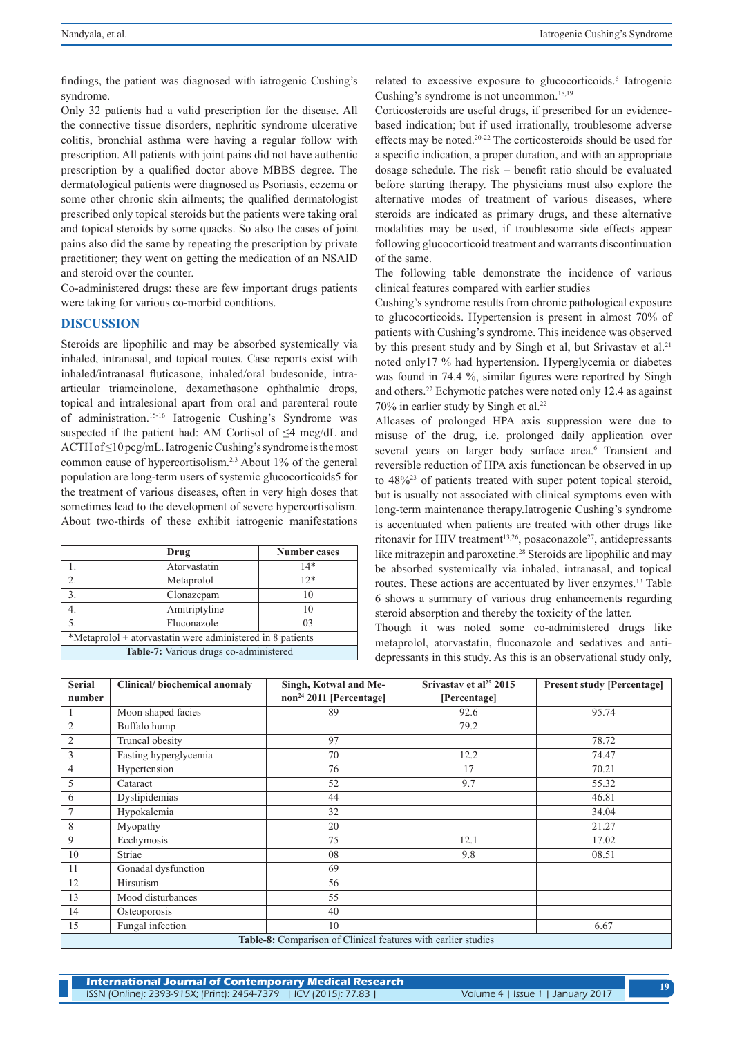findings, the patient was diagnosed with iatrogenic Cushing's syndrome.

Only 32 patients had a valid prescription for the disease. All the connective tissue disorders, nephritic syndrome ulcerative colitis, bronchial asthma were having a regular follow with prescription. All patients with joint pains did not have authentic prescription by a qualified doctor above MBBS degree. The dermatological patients were diagnosed as Psoriasis, eczema or some other chronic skin ailments; the qualified dermatologist prescribed only topical steroids but the patients were taking oral and topical steroids by some quacks. So also the cases of joint pains also did the same by repeating the prescription by private practitioner; they went on getting the medication of an NSAID and steroid over the counter.

Co-administered drugs: these are few important drugs patients were taking for various co-morbid conditions.

|  | Drug | Number cases |
|---|---|---|
| 1. | Atorvastatin | 14* |
| 2. | Metaprolol | 12* |
| 3. | Clonazepam | 10 |
| 4. | Amitriptyline | 10 |
| 5. | Fluconazole | 03 |
| *Metaprolol + atorvastatin were administered in 8 patients | | |

**Table-7:** Various drugs co-administered

## DISCUSSION

Steroids are lipophilic and may be absorbed systemically via inhaled, intranasal, and topical routes. Case reports exist with inhaled/intranasal fluticasone, inhaled/oral budesonide, intra-articular triamcinolone, dexamethasone ophthalmic drops, topical and intralesional apart from oral and parenteral route of administration.[15-16] Iatrogenic Cushing's Syndrome was suspected if the patient had: AM Cortisol of ≤4 mcg/dL and ACTH of ≤10 pcg/mL. Iatrogenic Cushing's syndrome is the most common cause of hypercortisolism.[2,3] About 1% of the general population are long-term users of systemic glucocorticoids5 for the treatment of various diseases, often in very high doses that sometimes lead to the development of severe hypercortisolism. About two-thirds of these exhibit iatrogenic manifestations related to excessive exposure to glucocorticoids.[6] Iatrogenic Cushing's syndrome is not uncommon.[18,19]

Corticosteroids are useful drugs, if prescribed for an evidence-based indication; but if used irrationally, troublesome adverse effects may be noted.[20-22] The corticosteroids should be used for a specific indication, a proper duration, and with an appropriate dosage schedule. The risk – benefit ratio should be evaluated before starting therapy. The physicians must also explore the alternative modes of treatment of various diseases, where steroids are indicated as primary drugs, and these alternative modalities may be used, if troublesome side effects appear following glucocorticoid treatment and warrants discontinuation of the same.

The following table demonstrate the incidence of various clinical features compared with earlier studies

Cushing's syndrome results from chronic pathological exposure to glucocorticoids. Hypertension is present in almost 70% of patients with Cushing's syndrome. This incidence was observed by this present study and by Singh et al, but Srivastav et al.[21] noted only17 % had hypertension. Hyperglycemia or diabetes was found in 74.4 %, similar figures were reportred by Singh and others.[22] Echymotic patches were noted only 12.4 as against 70% in earlier study by Singh et al.[22]

Allcases of prolonged HPA axis suppression were due to misuse of the drug, i.e. prolonged daily application over several years on larger body surface area.[6] Transient and reversible reduction of HPA axis functioncan be observed in up to 48%[23] of patients treated with super potent topical steroid, but is usually not associated with clinical symptoms even with long-term maintenance therapy.Iatrogenic Cushing's syndrome is accentuated when patients are treated with other drugs like ritonavir for HIV treatment[13,26], posaconazole[27], antidepressants like mitrazepin and paroxetine.[28] Steroids are lipophilic and may be absorbed systemically via inhaled, intranasal, and topical routes. These actions are accentuated by liver enzymes.[13] Table 6 shows a summary of various drug enhancements regarding steroid absorption and thereby the toxicity of the latter.

Though it was noted some co-administered drugs like metaprolol, atorvastatin, fluconazole and sedatives and anti-depressants in this study. As this is an observational study only,

| Serial number | Clinical/ biochemical anomaly | Singh, Kotwal and Menon[24] 2011 [Percentage] | Srivastav et al[25] 2015 [Percentage] | Present study [Percentage] |
|---|---|---|---|---|
| 1 | Moon shaped facies | 89 | 92.6 | 95.74 |
| 2 | Buffalo hump |  | 79.2 |  |
| 2 | Truncal obesity | 97 |  | 78.72 |
| 3 | Fasting hyperglycemia | 70 | 12.2 | 74.47 |
| 4 | Hypertension | 76 | 17 | 70.21 |
| 5 | Cataract | 52 | 9.7 | 55.32 |
| 6 | Dyslipidemias | 44 |  | 46.81 |
| 7 | Hypokalemia | 32 |  | 34.04 |
| 8 | Myopathy | 20 |  | 21.27 |
| 9 | Ecchymosis | 75 | 12.1 | 17.02 |
| 10 | Striae | 08 | 9.8 | 08.51 |
| 11 | Gonadal dysfunction | 69 |  |  |
| 12 | Hirsutism | 56 |  |  |
| 13 | Mood disturbances | 55 |  |  |
| 14 | Osteoporosis | 40 |  |  |
| 15 | Fungal infection | 10 |  | 6.67 |

**Table-8:** Comparison of Clinical features with earlier studies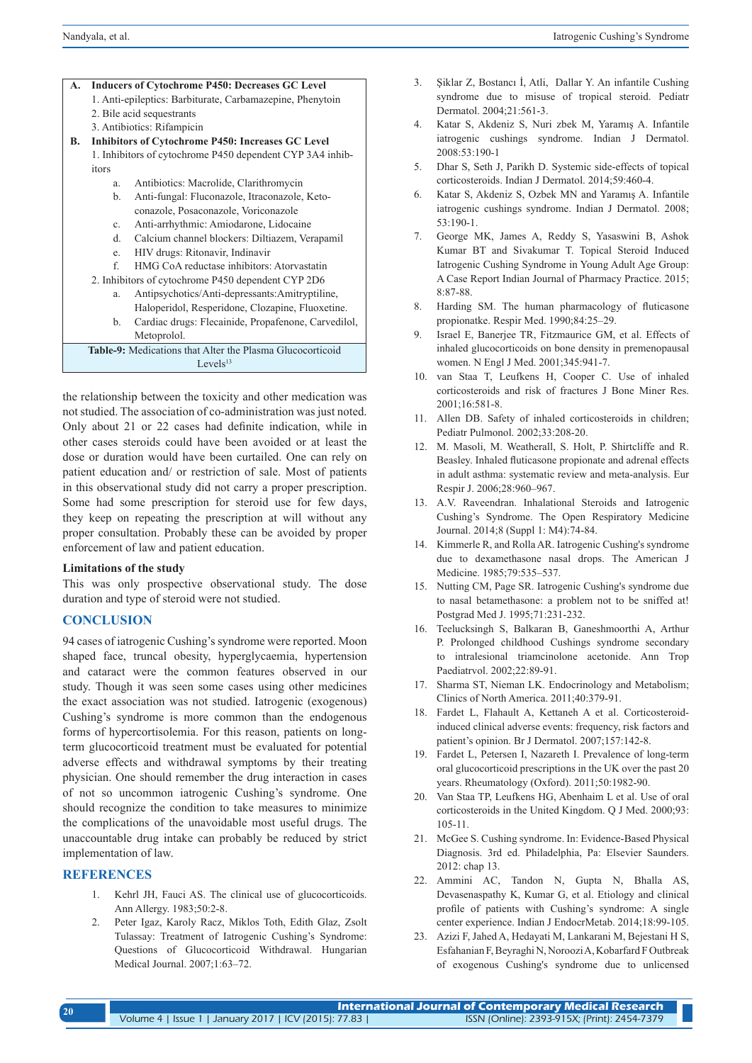**A. Inducers of Cytochrome P450: Decreases GC Level**

1. Anti-epileptics: Barbiturate, Carbamazepine, Phenytoin
2. Bile acid sequestrants
3. Antibiotics: Rifampicin

**B. Inhibitors of Cytochrome P450: Increases GC Level**

1. Inhibitors of cytochrome P450 dependent CYP 3A4 inhibitors
   a. Antibiotics: Macrolide, Clarithromycin
   b. Anti-fungal: Fluconazole, Itraconazole, Ketoconazole, Posaconazole, Voriconazole
   c. Anti-arrhythmic: Amiodarone, Lidocaine
   d. Calcium channel blockers: Diltiazem, Verapamil
   e. HIV drugs: Ritonavir, Indinavir
   f. HMG CoA reductase inhibitors: Atorvastatin
2. Inhibitors of cytochrome P450 dependent CYP 2D6
   a. Antipsychotics/Anti-depressants:Amitryptiline, Haloperidol, Resperidone, Clozapine, Fluoxetine.
   b. Cardiac drugs: Flecainide, Propafenone, Carvedilol, Metoprolol.

**Table-9:** Medications that Alter the Plasma Glucocorticoid Levels[13]

the relationship between the toxicity and other medication was not studied. The association of co-administration was just noted. Only about 21 or 22 cases had definite indication, while in other cases steroids could have been avoided or at least the dose or duration would have been curtailed. One can rely on patient education and/ or restriction of sale. Most of patients in this observational study did not carry a proper prescription. Some had some prescription for steroid use for few days, they keep on repeating the prescription at will without any proper consultation. Probably these can be avoided by proper enforcement of law and patient education.

**Limitations of the study**

This was only prospective observational study. The dose duration and type of steroid were not studied.

## CONCLUSION

94 cases of iatrogenic Cushing's syndrome were reported. Moon shaped face, truncal obesity, hyperglycaemia, hypertension and cataract were the common features observed in our study. Though it was seen some cases using other medicines the exact association was not studied. Iatrogenic (exogenous) Cushing's syndrome is more common than the endogenous forms of hypercortisolemia. For this reason, patients on long-term glucocorticoid treatment must be evaluated for potential adverse effects and withdrawal symptoms by their treating physician. One should remember the drug interaction in cases of not so uncommon iatrogenic Cushing's syndrome. One should recognize the condition to take measures to minimize the complications of the unavoidable most useful drugs. The unaccountable drug intake can probably be reduced by strict implementation of law.

## REFERENCES

1. Kehrl JH, Fauci AS. The clinical use of glucocorticoids. Ann Allergy. 1983;50:2-8.
2. Peter Igaz, Karoly Racz, Miklos Toth, Edith Glaz, Zsolt Tulassay: Treatment of Iatrogenic Cushing's Syndrome: Questions of Glucocorticoid Withdrawal. Hungarian Medical Journal. 2007;1:63–72.
3. Şiklar Z, Bostancı İ, Atli, Dallar Y. An infantile Cushing syndrome due to misuse of tropical steroid. Pediatr Dermatol. 2004;21:561-3.
4. Katar S, Akdeniz S, Nuri zbek M, Yaramış A. Infantile iatrogenic cushings syndrome. Indian J Dermatol. 2008:53:190-1
5. Dhar S, Seth J, Parikh D. Systemic side-effects of topical corticosteroids. Indian J Dermatol. 2014;59:460-4.
6. Katar S, Akdeniz S, Ozbek MN and Yaramış A. Infantile iatrogenic cushings syndrome. Indian J Dermatol. 2008; 53:190-1.
7. George MK, James A, Reddy S, Yaswasini B, Ashok Kumar BT and Sivakumar T. Topical Steroid Induced Iatrogenic Cushing Syndrome in Young Adult Age Group: A Case Report Indian Journal of Pharmacy Practice. 2015; 8:87-88.
8. Harding SM. The human pharmacology of fluticasone propionatke. Respir Med. 1990;84:25–29.
9. Israel E, Banerjee TR, Fitzmaurice GM, et al. Effects of inhaled glucocorticoids on bone density in premenopausal women. N Engl J Med. 2001;345:941-7.
10. van Staa T, Leufkens H, Cooper C. Use of inhaled corticosteroids and risk of fractures J Bone Miner Res. 2001;16:581-8.
11. Allen DB. Safety of inhaled corticosteroids in children; Pediatr Pulmonol. 2002;33:208-20.
12. M. Masoli, M. Weatherall, S. Holt, P. Shirtcliffe and R. Beasley. Inhaled fluticasone propionate and adrenal effects in adult asthma: systematic review and meta-analysis. Eur Respir J. 2006;28:960–967.
13. A.V. Raveendran. Inhalational Steroids and Iatrogenic Cushing's Syndrome. The Open Respiratory Medicine Journal. 2014;8 (Suppl 1: M4):74-84.
14. Kimmerle R, and Rolla AR. Iatrogenic Cushing's syndrome due to dexamethasone nasal drops. The American J Medicine. 1985;79:535–537.
15. Nutting CM, Page SR. Iatrogenic Cushing's syndrome due to nasal betamethasone: a problem not to be sniffed at! Postgrad Med J. 1995;71:231-232.
16. Teelucksingh S, Balkaran B, Ganeshmoorthi A, Arthur P. Prolonged childhood Cushings syndrome secondary to intralesional triamcinolone acetonide. Ann Trop Paediatrvol. 2002;22:89-91.
17. Sharma ST, Nieman LK. Endocrinology and Metabolism; Clinics of North America. 2011;40:379-91.
18. Fardet L, Flahault A, Kettaneh A et al. Corticosteroid-induced clinical adverse events: frequency, risk factors and patient's opinion. Br J Dermatol. 2007;157:142-8.
19. Fardet L, Petersen I, Nazareth I. Prevalence of long-term oral glucocorticoid prescriptions in the UK over the past 20 years. Rheumatology (Oxford). 2011;50:1982-90.
20. Van Staa TP, Leufkens HG, Abenhaim L et al. Use of oral corticosteroids in the United Kingdom. Q J Med. 2000;93: 105-11.
21. McGee S. Cushing syndrome. In: Evidence-Based Physical Diagnosis. 3rd ed. Philadelphia, Pa: Elsevier Saunders. 2012: chap 13.
22. Ammini AC, Tandon N, Gupta N, Bhalla AS, Devasenaspathy K, Kumar G, et al. Etiology and clinical profile of patients with Cushing's syndrome: A single center experience. Indian J EndocrMetab. 2014;18:99-105.
23. Azizi F, Jahed A, Hedayati M, Lankarani M, Bejestani H S, Esfahanian F, Beyraghi N, Noroozi A, Kobarfard F Outbreak of exogenous Cushing's syndrome due to unlicensed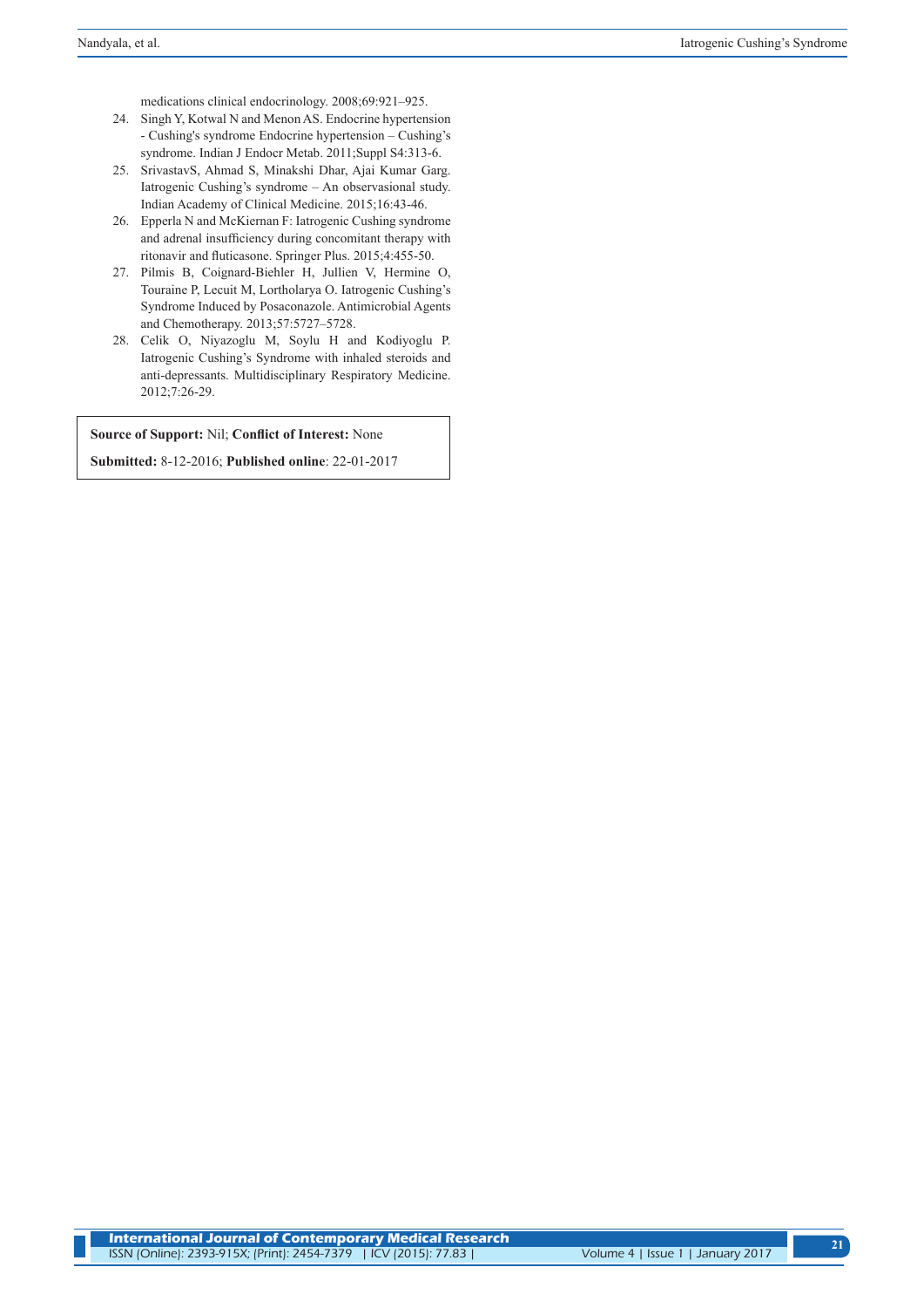medications clinical endocrinology. 2008;69:921–925.

24. Singh Y, Kotwal N and Menon AS. Endocrine hypertension - Cushing's syndrome Endocrine hypertension – Cushing's syndrome. Indian J Endocr Metab. 2011;Suppl S4:313-6.
25. SrivastavS, Ahmad S, Minakshi Dhar, Ajai Kumar Garg. Iatrogenic Cushing's syndrome – An observasional study. Indian Academy of Clinical Medicine. 2015;16:43-46.
26. Epperla N and McKiernan F: Iatrogenic Cushing syndrome and adrenal insufficiency during concomitant therapy with ritonavir and fluticasone. Springer Plus. 2015;4:455-50.
27. Pilmis B, Coignard-Biehler H, Jullien V, Hermine O, Touraine P, Lecuit M, Lortholarya O. Iatrogenic Cushing's Syndrome Induced by Posaconazole. Antimicrobial Agents and Chemotherapy. 2013;57:5727–5728.
28. Celik O, Niyazoglu M, Soylu H and Kodiyoglu P. Iatrogenic Cushing's Syndrome with inhaled steroids and anti-depressants. Multidisciplinary Respiratory Medicine. 2012;7:26-29.

**Source of Support:** Nil; **Conflict of Interest:** None

**Submitted:** 8-12-2016; **Published online**: 22-01-2017